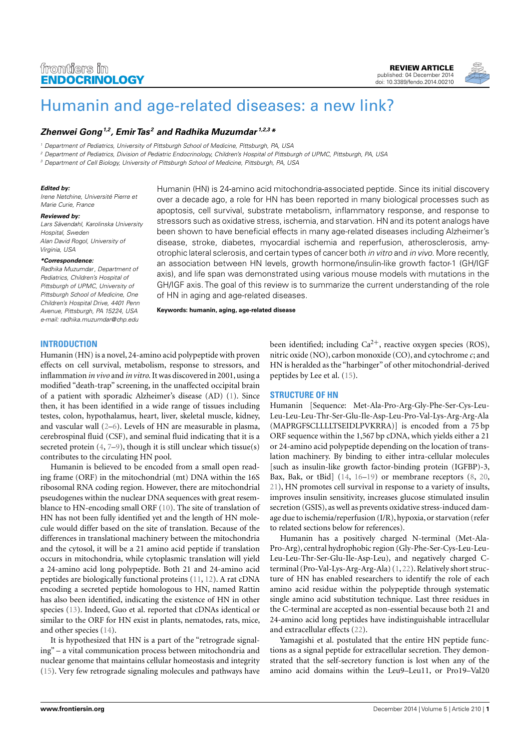REVIEW ARTICLE
published: 04 December 2014
doi: 10.3389/fendo.2014.00210

# Humanin and age-related diseases: a new link?

***Zhenwei Gong*** [1,2]**, *Emir Tas*** [2] **and *Radhika Muzumdar*** [1,2,3] *

[1] Department of Pediatrics, University of Pittsburgh School of Medicine, Pittsburgh, PA, USA
[2] Department of Pediatrics, Division of Pediatric Endocrinology, Children's Hospital of Pittsburgh of UPMC, Pittsburgh, PA, USA
[3] Department of Cell Biology, University of Pittsburgh School of Medicine, Pittsburgh, PA, USA

***Edited by:***
*Irene Netchine, Université Pierre et Marie Curie, France*

***Reviewed by:***
*Lars Sävendahl, Karolinska University Hospital, Sweden*
*Alan David Rogol, University of Virginia, USA*

***\*Correspondence:***
*Radhika Muzumdar, Department of Pediatrics, Children's Hospital of Pittsburgh of UPMC, University of Pittsburgh School of Medicine, One Children's Hospital Drive, 4401 Penn Avenue, Pittsburgh, PA 15224, USA e-mail: radhika.muzumdar@chp.edu*

Humanin (HN) is 24-amino acid mitochondria-associated peptide. Since its initial discovery over a decade ago, a role for HN has been reported in many biological processes such as apoptosis, cell survival, substrate metabolism, inflammatory response, and response to stressors such as oxidative stress, ischemia, and starvation. HN and its potent analogs have been shown to have beneficial effects in many age-related diseases including Alzheimer's disease, stroke, diabetes, myocardial ischemia and reperfusion, atherosclerosis, amyotrophic lateral sclerosis, and certain types of cancer both *in vitro* and *in vivo*. More recently, an association between HN levels, growth hormone/insulin-like growth factor-1 (GH/IGF axis), and life span was demonstrated using various mouse models with mutations in the GH/IGF axis. The goal of this review is to summarize the current understanding of the role of HN in aging and age-related diseases.

**Keywords: humanin, aging, age-related disease**

## INTRODUCTION

Humanin (HN) is a novel, 24-amino acid polypeptide with proven effects on cell survival, metabolism, response to stressors, and inflammation *in vivo* and *in vitro*. It was discovered in 2001, using a modified "death-trap" screening, in the unaffected occipital brain of a patient with sporadic Alzheimer's disease (AD) (1). Since then, it has been identified in a wide range of tissues including testes, colon, hypothalamus, heart, liver, skeletal muscle, kidney, and vascular wall (2–6). Levels of HN are measurable in plasma, cerebrospinal fluid (CSF), and seminal fluid indicating that it is a secreted protein (4, 7–9), though it is still unclear which tissue(s) contributes to the circulating HN pool.

Humanin is believed to be encoded from a small open reading frame (ORF) in the mitochondrial (mt) DNA within the 16S ribosomal RNA coding region. However, there are mitochondrial pseudogenes within the nuclear DNA sequences with great resemblance to HN-encoding small ORF (10). The site of translation of HN has not been fully identified yet and the length of HN molecule would differ based on the site of translation. Because of the differences in translational machinery between the mitochondria and the cytosol, it will be a 21 amino acid peptide if translation occurs in mitochondria, while cytoplasmic translation will yield a 24-amino acid long polypeptide. Both 21 and 24-amino acid peptides are biologically functional proteins (11, 12). A rat cDNA encoding a secreted peptide homologous to HN, named Rattin has also been identified, indicating the existence of HN in other species (13). Indeed, Guo et al. reported that cDNAs identical or similar to the ORF for HN exist in plants, nematodes, rats, mice, and other species (14).

It is hypothesized that HN is a part of the "retrograde signaling" – a vital communication process between mitochondria and nuclear genome that maintains cellular homeostasis and integrity (15). Very few retrograde signaling molecules and pathways have been identified; including $Ca^{2+}$, reactive oxygen species (ROS), nitric oxide (NO), carbon monoxide (CO), and cytochrome *c*; and HN is heralded as the "harbinger" of other mitochondrial-derived peptides by Lee et al. (15).

## STRUCTURE OF HN

Humanin [Sequence: Met-Ala-Pro-Arg-Gly-Phe-Ser-Cys-Leu-Leu-Leu-Leu-Thr-Ser-Glu-Ile-Asp-Leu-Pro-Val-Lys-Arg-Arg-Ala (MAPRGFSCLLLLTSEIDLPVKRRA)] is encoded from a 75 bp ORF sequence within the 1,567 bp cDNA, which yields either a 21 or 24-amino acid polypeptide depending on the location of translation machinery. By binding to either intra-cellular molecules [such as insulin-like growth factor-binding protein (IGFBP)-3, Bax, Bak, or tBid] (14, 16–19) or membrane receptors (8, 20, 21), HN promotes cell survival in response to a variety of insults, improves insulin sensitivity, increases glucose stimulated insulin secretion (GSIS), as well as prevents oxidative stress-induced damage due to ischemia/reperfusion (I/R), hypoxia, or starvation (refer to related sections below for references).

Humanin has a positively charged N-terminal (Met-Ala-Pro-Arg), central hydrophobic region (Gly-Phe-Ser-Cys-Leu-Leu-Leu-Leu-Thr-Ser-Glu-Ile-Asp-Leu), and negatively charged C-terminal (Pro-Val-Lys-Arg-Arg-Ala) (1, 22). Relatively short structure of HN has enabled researchers to identify the role of each amino acid residue within the polypeptide through systematic single amino acid substitution technique. Last three residues in the C-terminal are accepted as non-essential because both 21 and 24-amino acid long peptides have indistinguishable intracellular and extracellular effects (22).

Yamagishi et al. postulated that the entire HN peptide functions as a signal peptide for extracellular secretion. They demonstrated that the self-secretory function is lost when any of the amino acid domains within the Leu9–Leu11, or Pro19–Val20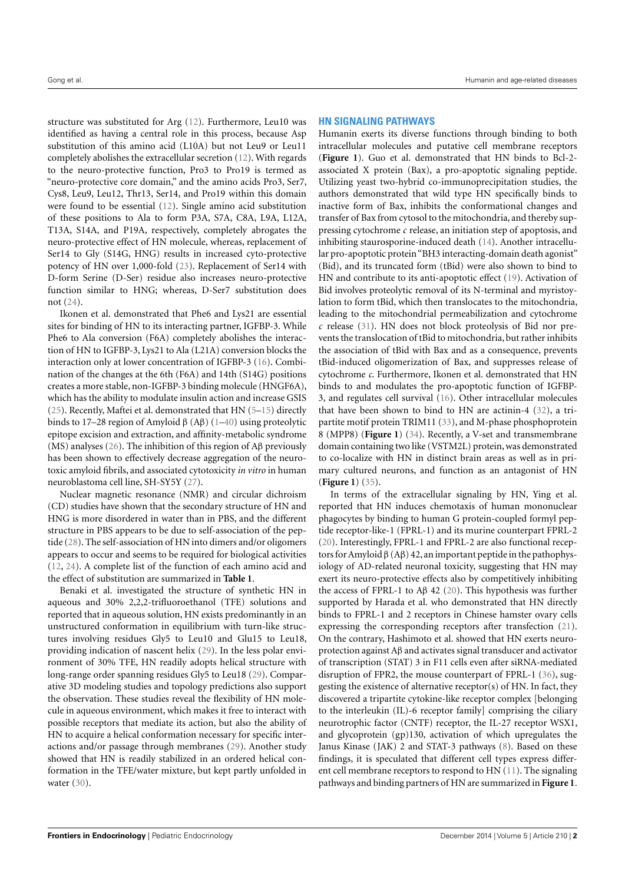structure was substituted for Arg (12). Furthermore, Leu10 was identified as having a central role in this process, because Asp substitution of this amino acid (L10A) but not Leu9 or Leu11 completely abolishes the extracellular secretion (12). With regards to the neuro-protective function, Pro3 to Pro19 is termed as "neuro-protective core domain," and the amino acids Pro3, Ser7, Cys8, Leu9, Leu12, Thr13, Ser14, and Pro19 within this domain were found to be essential (12). Single amino acid substitution of these positions to Ala to form P3A, S7A, C8A, L9A, L12A, T13A, S14A, and P19A, respectively, completely abrogates the neuro-protective effect of HN molecule, whereas, replacement of Ser14 to Gly (S14G, HNG) results in increased cyto-protective potency of HN over 1,000-fold (23). Replacement of Ser14 with D-form Serine (D-Ser) residue also increases neuro-protective function similar to HNG; whereas, D-Ser7 substitution does not (24).

Ikonen et al. demonstrated that Phe6 and Lys21 are essential sites for binding of HN to its interacting partner, IGFBP-3. While Phe6 to Ala conversion (F6A) completely abolishes the interaction of HN to IGFBP-3, Lys21 to Ala (L21A) conversion blocks the interaction only at lower concentration of IGFBP-3 (16). Combination of the changes at the 6th (F6A) and 14th (S14G) positions creates a more stable, non-IGFBP-3 binding molecule (HNGF6A), which has the ability to modulate insulin action and increase GSIS (25). Recently, Maftei et al. demonstrated that HN (5–15) directly binds to 17–28 region of Amyloid β (Aβ) (1–40) using proteolytic epitope excision and extraction, and affinity-metabolic syndrome (MS) analyses (26). The inhibition of this region of Aβ previously has been shown to effectively decrease aggregation of the neurotoxic amyloid fibrils, and associated cytotoxicity *in vitro* in human neuroblastoma cell line, SH-SY5Y (27).

Nuclear magnetic resonance (NMR) and circular dichroism (CD) studies have shown that the secondary structure of HN and HNG is more disordered in water than in PBS, and the different structure in PBS appears to be due to self-association of the peptide (28). The self-association of HN into dimers and/or oligomers appears to occur and seems to be required for biological activities (12, 24). A complete list of the function of each amino acid and the effect of substitution are summarized in **Table 1**.

Benaki et al. investigated the structure of synthetic HN in aqueous and 30% 2,2,2-trifluoroethanol (TFE) solutions and reported that in aqueous solution, HN exists predominantly in an unstructured conformation in equilibrium with turn-like structures involving residues Gly5 to Leu10 and Glu15 to Leu18, providing indication of nascent helix (29). In the less polar environment of 30% TFE, HN readily adopts helical structure with long-range order spanning residues Gly5 to Leu18 (29). Comparative 3D modeling studies and topology predictions also support the observation. These studies reveal the flexibility of HN molecule in aqueous environment, which makes it free to interact with possible receptors that mediate its action, but also the ability of HN to acquire a helical conformation necessary for specific interactions and/or passage through membranes (29). Another study showed that HN is readily stabilized in an ordered helical conformation in the TFE/water mixture, but kept partly unfolded in water (30).

## HN SIGNALING PATHWAYS

Humanin exerts its diverse functions through binding to both intracellular molecules and putative cell membrane receptors (**Figure 1**). Guo et al. demonstrated that HN binds to Bcl-2-associated X protein (Bax), a pro-apoptotic signaling peptide. Utilizing yeast two-hybrid co-immunoprecipitation studies, the authors demonstrated that wild type HN specifically binds to inactive form of Bax, inhibits the conformational changes and transfer of Bax from cytosol to the mitochondria, and thereby suppressing cytochrome *c* release, an initiation step of apoptosis, and inhibiting staurosporine-induced death (14). Another intracellular pro-apoptotic protein "BH3 interacting-domain death agonist" (Bid), and its truncated form (tBid) were also shown to bind to HN and contribute to its anti-apoptotic effect (19). Activation of Bid involves proteolytic removal of its N-terminal and myristoylation to form tBid, which then translocates to the mitochondria, leading to the mitochondrial permeabilization and cytochrome *c* release (31). HN does not block proteolysis of Bid nor prevents the translocation of tBid to mitochondria, but rather inhibits the association of tBid with Bax and as a consequence, prevents tBid-induced oligomerization of Bax, and suppresses release of cytochrome *c*. Furthermore, Ikonen et al. demonstrated that HN binds to and modulates the pro-apoptotic function of IGFBP-3, and regulates cell survival (16). Other intracellular molecules that have been shown to bind to HN are actinin-4 (32), a tripartite motif protein TRIM11 (33), and M-phase phosphoprotein 8 (MPP8) (**Figure 1**) (34). Recently, a V-set and transmembrane domain containing two like (VSTM2L) protein, was demonstrated to co-localize with HN in distinct brain areas as well as in primary cultured neurons, and function as an antagonist of HN (**Figure 1**) (35).

In terms of the extracellular signaling by HN, Ying et al. reported that HN induces chemotaxis of human mononuclear phagocytes by binding to human G protein-coupled formyl peptide receptor-like-1 (FPRL-1) and its murine counterpart FPRL-2 (20). Interestingly, FPRL-1 and FPRL-2 are also functional receptors for Amyloid β (Aβ) 42, an important peptide in the pathophysiology of AD-related neuronal toxicity, suggesting that HN may exert its neuro-protective effects also by competitively inhibiting the access of FPRL-1 to Aβ 42 (20). This hypothesis was further supported by Harada et al. who demonstrated that HN directly binds to FPRL-1 and 2 receptors in Chinese hamster ovary cells expressing the corresponding receptors after transfection (21). On the contrary, Hashimoto et al. showed that HN exerts neuroprotection against Aβ and activates signal transducer and activator of transcription (STAT) 3 in F11 cells even after siRNA-mediated disruption of FPR2, the mouse counterpart of FPRL-1 (36), suggesting the existence of alternative receptor(s) of HN. In fact, they discovered a tripartite cytokine-like receptor complex [belonging to the interleukin (IL)-6 receptor family] comprising the ciliary neurotrophic factor (CNTF) receptor, the IL-27 receptor WSX1, and glycoprotein (gp)130, activation of which upregulates the Janus Kinase (JAK) 2 and STAT-3 pathways (8). Based on these findings, it is speculated that different cell types express different cell membrane receptors to respond to HN (11). The signaling pathways and binding partners of HN are summarized in **Figure 1**.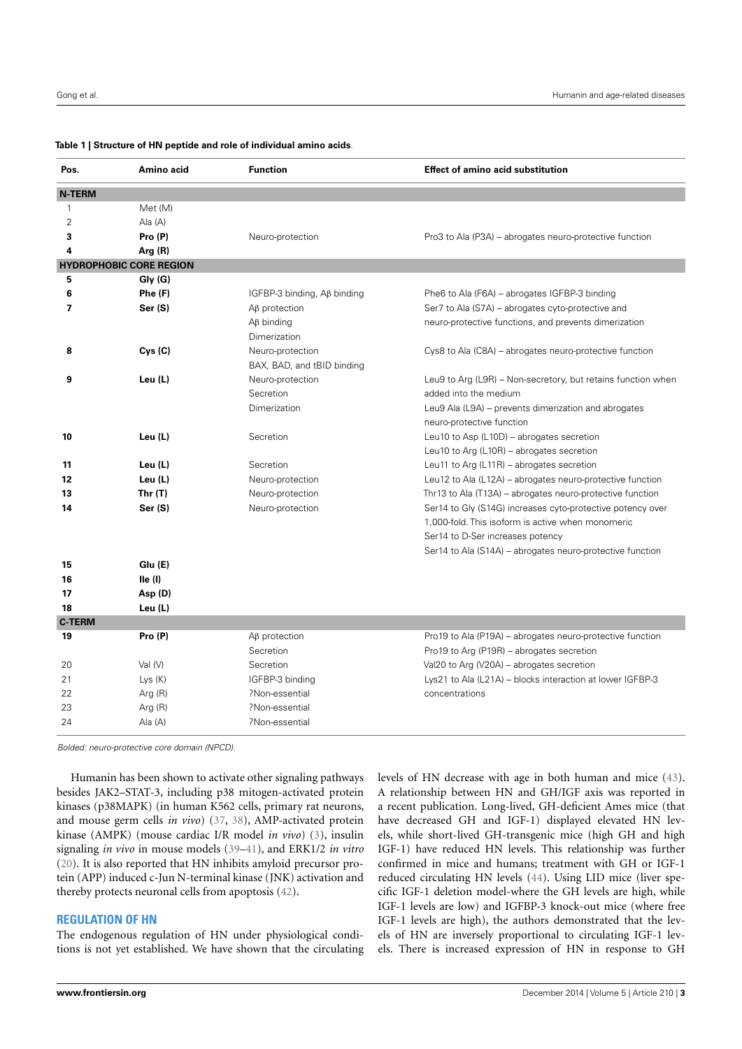**Table 1 | Structure of HN peptide and role of individual amino acids**.

| Pos. | Amino acid | Function | Effect of amino acid substitution |
|---|---|---|---|
| **N-TERM** | | | |
| 1 | Met (M) | | |
| 2 | Ala (A) | | |
| **3** | **Pro (P)** | Neuro-protection | Pro3 to Ala (P3A) – abrogates neuro-protective function |
| **4** | **Arg (R)** | | |
| **HYDROPHOBIC CORE REGION** | | | |
| **5** | **Gly (G)** | | |
| **6** | **Phe (F)** | IGFBP-3 binding, Aβ binding | Phe6 to Ala (F6A) – abrogates IGFBP-3 binding |
| **7** | **Ser (S)** | Aβ protection<br>Aβ binding<br>Dimerization | Ser7 to Ala (S7A) – abrogates cyto-protective and neuro-protective functions, and prevents dimerization |
| **8** | **Cys (C)** | Neuro-protection<br>BAX, BAD, and tBID binding | Cys8 to Ala (C8A) – abrogates neuro-protective function |
| **9** | **Leu (L)** | Neuro-protection<br>Secretion<br>Dimerization | Leu9 to Arg (L9R) – Non-secretory, but retains function when added into the medium<br>Leu9 Ala (L9A) – prevents dimerization and abrogates neuro-protective function |
| **10** | **Leu (L)** | Secretion | Leu10 to Asp (L10D) – abrogates secretion<br>Leu10 to Arg (L10R) – abrogates secretion |
| **11** | **Leu (L)** | Secretion | Leu11 to Arg (L11R) – abrogates secretion |
| **12** | **Leu (L)** | Neuro-protection | Leu12 to Ala (L12A) – abrogates neuro-protective function |
| **13** | **Thr (T)** | Neuro-protection | Thr13 to Ala (T13A) – abrogates neuro-protective function |
| **14** | **Ser (S)** | Neuro-protection | Ser14 to Gly (S14G) increases cyto-protective potency over 1,000-fold. This isoform is active when monomeric<br>Ser14 to D-Ser increases potency<br>Ser14 to Ala (S14A) – abrogates neuro-protective function |
| **15** | **Glu (E)** | | |
| **16** | **Ile (I)** | | |
| **17** | **Asp (D)** | | |
| **18** | **Leu (L)** | | |
| **C-TERM** | | | |
| **19** | **Pro (P)** | Aβ protection<br>Secretion | Pro19 to Ala (P19A) – abrogates neuro-protective function<br>Pro19 to Arg (P19R) – abrogates secretion |
| 20 | Val (V) | Secretion | Val20 to Arg (V20A) – abrogates secretion |
| 21 | Lys (K) | IGFBP-3 binding | Lys21 to Ala (L21A) – blocks interaction at lower IGFBP-3 concentrations |
| 22 | Arg (R) | ?Non-essential | |
| 23 | Arg (R) | ?Non-essential | |
| 24 | Ala (A) | ?Non-essential | |

*Bolded: neuro-protective core domain (NPCD).*

Humanin has been shown to activate other signaling pathways besides JAK2–STAT-3, including p38 mitogen-activated protein kinases (p38MAPK) (in human K562 cells, primary rat neurons, and mouse germ cells *in vivo*) (37, 38), AMP-activated protein kinase (AMPK) (mouse cardiac I/R model *in vivo*) (3), insulin signaling *in vivo* in mouse models (39–41), and ERK1/2 *in vitro* (20). It is also reported that HN inhibits amyloid precursor protein (APP) induced c-Jun N-terminal kinase (JNK) activation and thereby protects neuronal cells from apoptosis (42).

## REGULATION OF HN

The endogenous regulation of HN under physiological conditions is not yet established. We have shown that the circulating levels of HN decrease with age in both human and mice (43). A relationship between HN and GH/IGF axis was reported in a recent publication. Long-lived, GH-deficient Ames mice (that have decreased GH and IGF-1) displayed elevated HN levels, while short-lived GH-transgenic mice (high GH and high IGF-1) have reduced HN levels. This relationship was further confirmed in mice and humans; treatment with GH or IGF-1 reduced circulating HN levels (44). Using LID mice (liver specific IGF-1 deletion model-where the GH levels are high, while IGF-1 levels are low) and IGFBP-3 knock-out mice (where free IGF-1 levels are high), the authors demonstrated that the levels of HN are inversely proportional to circulating IGF-1 levels. There is increased expression of HN in response to GH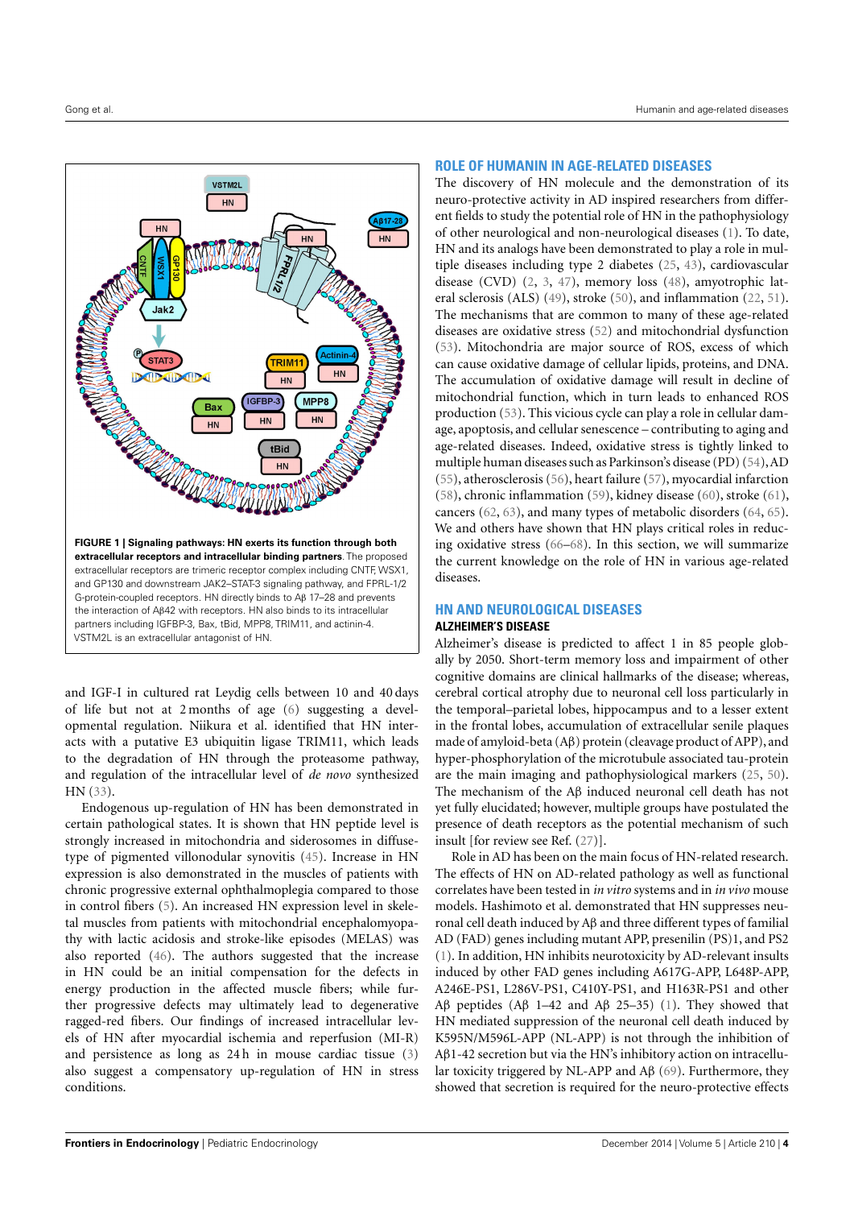**FIGURE 1 | Signaling pathways: HN exerts its function through both extracellular receptors and intracellular binding partners**. The proposed extracellular receptors are trimeric receptor complex including CNTF, WSX1, and GP130 and downstream JAK2–STAT-3 signaling pathway, and FPRL-1/2 G-protein-coupled receptors. HN directly binds to Aβ 17–28 and prevents the interaction of Aβ42 with receptors. HN also binds to its intracellular partners including IGFBP-3, Bax, tBid, MPP8, TRIM11, and actinin-4. VSTM2L is an extracellular antagonist of HN.

and IGF-I in cultured rat Leydig cells between 10 and 40 days of life but not at 2 months of age (6) suggesting a developmental regulation. Niikura et al. identified that HN interacts with a putative E3 ubiquitin ligase TRIM11, which leads to the degradation of HN through the proteasome pathway, and regulation of the intracellular level of *de novo* synthesized HN (33).

Endogenous up-regulation of HN has been demonstrated in certain pathological states. It is shown that HN peptide level is strongly increased in mitochondria and siderosomes in diffuse-type of pigmented villonodular synovitis (45). Increase in HN expression is also demonstrated in the muscles of patients with chronic progressive external ophthalmoplegia compared to those in control fibers (5). An increased HN expression level in skeletal muscles from patients with mitochondrial encephalomyopathy with lactic acidosis and stroke-like episodes (MELAS) was also reported (46). The authors suggested that the increase in HN could be an initial compensation for the defects in energy production in the affected muscle fibers; while further progressive defects may ultimately lead to degenerative ragged-red fibers. Our findings of increased intracellular levels of HN after myocardial ischemia and reperfusion (MI-R) and persistence as long as 24 h in mouse cardiac tissue (3) also suggest a compensatory up-regulation of HN in stress conditions.

## ROLE OF HUMANIN IN AGE-RELATED DISEASES

The discovery of HN molecule and the demonstration of its neuro-protective activity in AD inspired researchers from different fields to study the potential role of HN in the pathophysiology of other neurological and non-neurological diseases (1). To date, HN and its analogs have been demonstrated to play a role in multiple diseases including type 2 diabetes (25, 43), cardiovascular disease (CVD) (2, 3, 47), memory loss (48), amyotrophic lateral sclerosis (ALS) (49), stroke (50), and inflammation (22, 51). The mechanisms that are common to many of these age-related diseases are oxidative stress (52) and mitochondrial dysfunction (53). Mitochondria are major source of ROS, excess of which can cause oxidative damage of cellular lipids, proteins, and DNA. The accumulation of oxidative damage will result in decline of mitochondrial function, which in turn leads to enhanced ROS production (53). This vicious cycle can play a role in cellular damage, apoptosis, and cellular senescence – contributing to aging and age-related diseases. Indeed, oxidative stress is tightly linked to multiple human diseases such as Parkinson's disease (PD) (54), AD (55), atherosclerosis (56), heart failure (57), myocardial infarction (58), chronic inflammation (59), kidney disease (60), stroke (61), cancers (62, 63), and many types of metabolic disorders (64, 65). We and others have shown that HN plays critical roles in reducing oxidative stress (66–68). In this section, we will summarize the current knowledge on the role of HN in various age-related diseases.

## HN AND NEUROLOGICAL DISEASES

### ALZHEIMER'S DISEASE

Alzheimer's disease is predicted to affect 1 in 85 people globally by 2050. Short-term memory loss and impairment of other cognitive domains are clinical hallmarks of the disease; whereas, cerebral cortical atrophy due to neuronal cell loss particularly in the temporal–parietal lobes, hippocampus and to a lesser extent in the frontal lobes, accumulation of extracellular senile plaques made of amyloid-beta (Aβ) protein (cleavage product of APP), and hyper-phosphorylation of the microtubule associated tau-protein are the main imaging and pathophysiological markers (25, 50). The mechanism of the Aβ induced neuronal cell death has not yet fully elucidated; however, multiple groups have postulated the presence of death receptors as the potential mechanism of such insult [for review see Ref. (27)].

Role in AD has been on the main focus of HN-related research. The effects of HN on AD-related pathology as well as functional correlates have been tested in *in vitro* systems and in *in vivo* mouse models. Hashimoto et al. demonstrated that HN suppresses neuronal cell death induced by Aβ and three different types of familial AD (FAD) genes including mutant APP, presenilin (PS)1, and PS2 (1). In addition, HN inhibits neurotoxicity by AD-relevant insults induced by other FAD genes including A617G-APP, L648P-APP, A246E-PS1, L286V-PS1, C410Y-PS1, and H163R-PS1 and other Aβ peptides (Aβ 1–42 and Aβ 25–35) (1). They showed that HN mediated suppression of the neuronal cell death induced by K595N/M596L-APP (NL-APP) is not through the inhibition of Aβ1-42 secretion but via the HN's inhibitory action on intracellular toxicity triggered by NL-APP and Aβ (69). Furthermore, they showed that secretion is required for the neuro-protective effects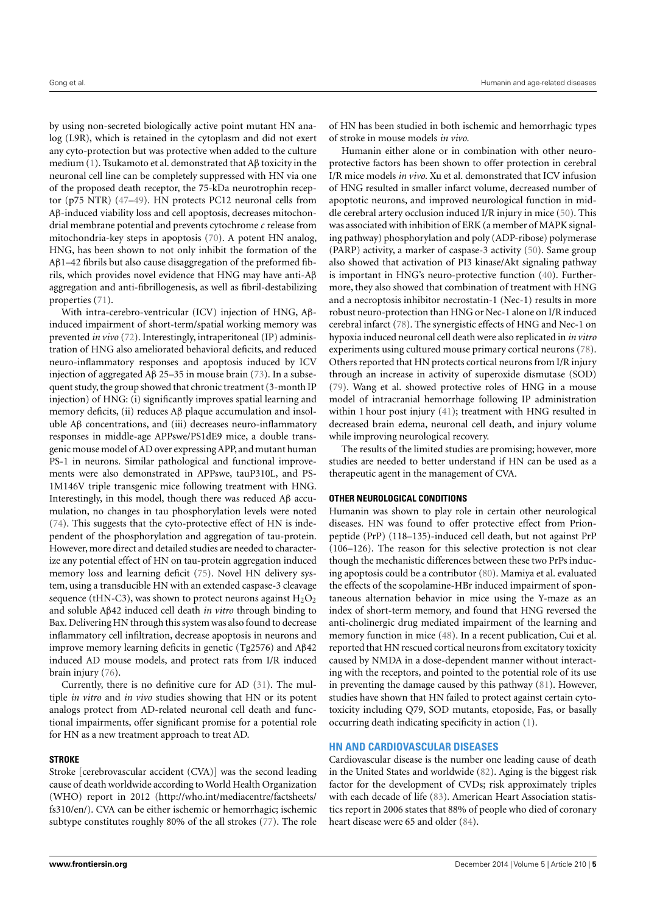by using non-secreted biologically active point mutant HN analog (L9R), which is retained in the cytoplasm and did not exert any cyto-protection but was protective when added to the culture medium (1). Tsukamoto et al. demonstrated that Aβ toxicity in the neuronal cell line can be completely suppressed with HN via one of the proposed death receptor, the 75-kDa neurotrophin receptor (p75 NTR) (47–49). HN protects PC12 neuronal cells from Aβ-induced viability loss and cell apoptosis, decreases mitochondrial membrane potential and prevents cytochrome *c* release from mitochondria-key steps in apoptosis (70). A potent HN analog, HNG, has been shown to not only inhibit the formation of the Aβ1–42 fibrils but also cause disaggregation of the preformed fibrils, which provides novel evidence that HNG may have anti-Aβ aggregation and anti-fibrillogenesis, as well as fibril-destabilizing properties (71).

With intra-cerebro-ventricular (ICV) injection of HNG, Aβ-induced impairment of short-term/spatial working memory was prevented *in vivo* (72). Interestingly, intraperitoneal (IP) administration of HNG also ameliorated behavioral deficits, and reduced neuro-inflammatory responses and apoptosis induced by ICV injection of aggregated Aβ 25–35 in mouse brain (73). In a subsequent study, the group showed that chronic treatment (3-month IP injection) of HNG: (i) significantly improves spatial learning and memory deficits, (ii) reduces Aβ plaque accumulation and insoluble Aβ concentrations, and (iii) decreases neuro-inflammatory responses in middle-age APPswe/PS1dE9 mice, a double transgenic mouse model of AD over expressing APP, and mutant human PS-1 in neurons. Similar pathological and functional improvements were also demonstrated in APPswe, tauP310L, and PS-1M146V triple transgenic mice following treatment with HNG. Interestingly, in this model, though there was reduced Aβ accumulation, no changes in tau phosphorylation levels were noted (74). This suggests that the cyto-protective effect of HN is independent of the phosphorylation and aggregation of tau-protein. However, more direct and detailed studies are needed to characterize any potential effect of HN on tau-protein aggregation induced memory loss and learning deficit (75). Novel HN delivery system, using a transducible HN with an extended caspase-3 cleavage sequence (tHN-C3), was shown to protect neurons against $H_2O_2$ and soluble Aβ42 induced cell death *in vitro* through binding to Bax. Delivering HN through this system was also found to decrease inflammatory cell infiltration, decrease apoptosis in neurons and improve memory learning deficits in genetic (Tg2576) and Aβ42 induced AD mouse models, and protect rats from I/R induced brain injury (76).

Currently, there is no definitive cure for AD (31). The multiple *in vitro* and *in vivo* studies showing that HN or its potent analogs protect from AD-related neuronal cell death and functional impairments, offer significant promise for a potential role for HN as a new treatment approach to treat AD.

#### STROKE

Stroke [cerebrovascular accident (CVA)] was the second leading cause of death worldwide according to World Health Organization (WHO) report in 2012 (http://who.int/mediacentre/factsheets/fs310/en/). CVA can be either ischemic or hemorrhagic; ischemic subtype constitutes roughly 80% of the all strokes (77). The role of HN has been studied in both ischemic and hemorrhagic types of stroke in mouse models *in vivo*.

Humanin either alone or in combination with other neuroprotective factors has been shown to offer protection in cerebral I/R mice models *in vivo*. Xu et al. demonstrated that ICV infusion of HNG resulted in smaller infarct volume, decreased number of apoptotic neurons, and improved neurological function in middle cerebral artery occlusion induced I/R injury in mice (50). This was associated with inhibition of ERK (a member of MAPK signaling pathway) phosphorylation and poly (ADP-ribose) polymerase (PARP) activity, a marker of caspase-3 activity (50). Same group also showed that activation of PI3 kinase/Akt signaling pathway is important in HNG's neuro-protective function (40). Furthermore, they also showed that combination of treatment with HNG and a necroptosis inhibitor necrostatin-1 (Nec-1) results in more robust neuro-protection than HNG or Nec-1 alone on I/R induced cerebral infarct (78). The synergistic effects of HNG and Nec-1 on hypoxia induced neuronal cell death were also replicated in *in vitro* experiments using cultured mouse primary cortical neurons (78). Others reported that HN protects cortical neurons from I/R injury through an increase in activity of superoxide dismutase (SOD) (79). Wang et al. showed protective roles of HNG in a mouse model of intracranial hemorrhage following IP administration within 1 hour post injury (41); treatment with HNG resulted in decreased brain edema, neuronal cell death, and injury volume while improving neurological recovery.

The results of the limited studies are promising; however, more studies are needed to better understand if HN can be used as a therapeutic agent in the management of CVA.

#### OTHER NEUROLOGICAL CONDITIONS

Humanin was shown to play role in certain other neurological diseases. HN was found to offer protective effect from Prion-peptide (PrP) (118–135)-induced cell death, but not against PrP (106–126). The reason for this selective protection is not clear though the mechanistic differences between these two PrPs inducing apoptosis could be a contributor (80). Mamiya et al. evaluated the effects of the scopolamine-HBr induced impairment of spontaneous alternation behavior in mice using the Y-maze as an index of short-term memory, and found that HNG reversed the anti-cholinergic drug mediated impairment of the learning and memory function in mice (48). In a recent publication, Cui et al. reported that HN rescued cortical neurons from excitatory toxicity caused by NMDA in a dose-dependent manner without interacting with the receptors, and pointed to the potential role of its use in preventing the damage caused by this pathway (81). However, studies have shown that HN failed to protect against certain cytotoxicity including Q79, SOD mutants, etoposide, Fas, or basally occurring death indicating specificity in action (1).

### HN AND CARDIOVASCULAR DISEASES

Cardiovascular disease is the number one leading cause of death in the United States and worldwide (82). Aging is the biggest risk factor for the development of CVDs; risk approximately triples with each decade of life (83). American Heart Association statistics report in 2006 states that 88% of people who died of coronary heart disease were 65 and older (84).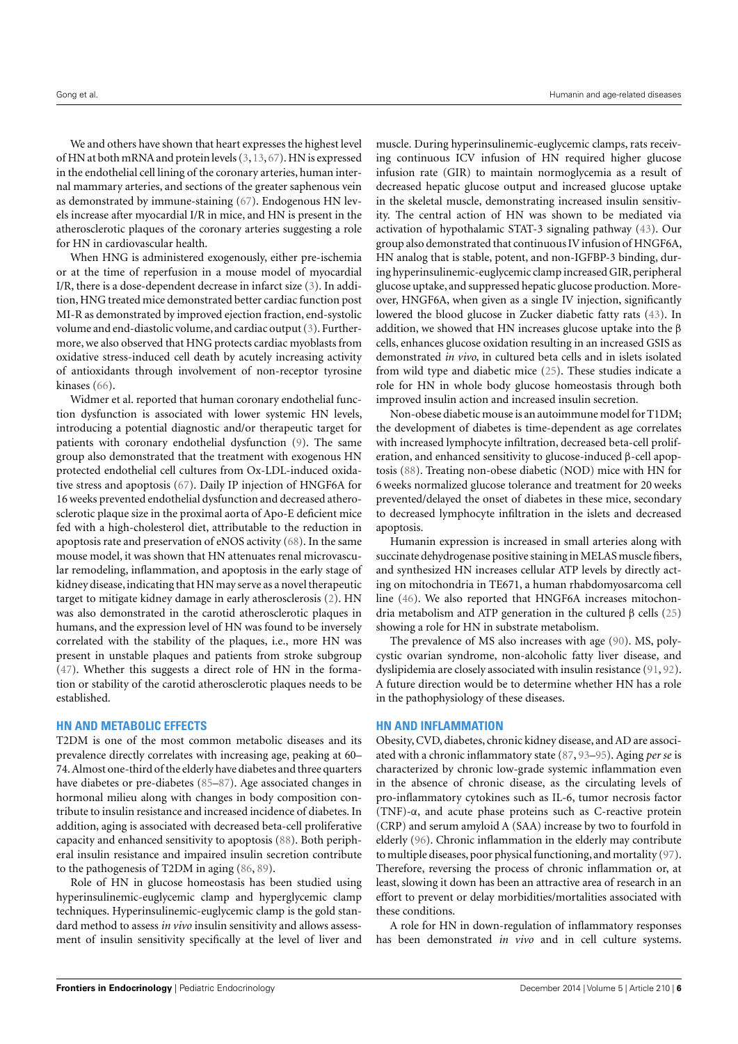We and others have shown that heart expresses the highest level of HN at both mRNA and protein levels (3, 13, 67). HN is expressed in the endothelial cell lining of the coronary arteries, human internal mammary arteries, and sections of the greater saphenous vein as demonstrated by immune-staining (67). Endogenous HN levels increase after myocardial I/R in mice, and HN is present in the atherosclerotic plaques of the coronary arteries suggesting a role for HN in cardiovascular health.

When HNG is administered exogenously, either pre-ischemia or at the time of reperfusion in a mouse model of myocardial I/R, there is a dose-dependent decrease in infarct size (3). In addition, HNG treated mice demonstrated better cardiac function post MI-R as demonstrated by improved ejection fraction, end-systolic volume and end-diastolic volume, and cardiac output (3). Furthermore, we also observed that HNG protects cardiac myoblasts from oxidative stress-induced cell death by acutely increasing activity of antioxidants through involvement of non-receptor tyrosine kinases (66).

Widmer et al. reported that human coronary endothelial function dysfunction is associated with lower systemic HN levels, introducing a potential diagnostic and/or therapeutic target for patients with coronary endothelial dysfunction (9). The same group also demonstrated that the treatment with exogenous HN protected endothelial cell cultures from Ox-LDL-induced oxidative stress and apoptosis (67). Daily IP injection of HNGF6A for 16 weeks prevented endothelial dysfunction and decreased atherosclerotic plaque size in the proximal aorta of Apo-E deficient mice fed with a high-cholesterol diet, attributable to the reduction in apoptosis rate and preservation of eNOS activity (68). In the same mouse model, it was shown that HN attenuates renal microvascular remodeling, inflammation, and apoptosis in the early stage of kidney disease, indicating that HN may serve as a novel therapeutic target to mitigate kidney damage in early atherosclerosis (2). HN was also demonstrated in the carotid atherosclerotic plaques in humans, and the expression level of HN was found to be inversely correlated with the stability of the plaques, i.e., more HN was present in unstable plaques and patients from stroke subgroup (47). Whether this suggests a direct role of HN in the formation or stability of the carotid atherosclerotic plaques needs to be established.

## HN AND METABOLIC EFFECTS

T2DM is one of the most common metabolic diseases and its prevalence directly correlates with increasing age, peaking at 60–74. Almost one-third of the elderly have diabetes and three quarters have diabetes or pre-diabetes (85–87). Age associated changes in hormonal milieu along with changes in body composition contribute to insulin resistance and increased incidence of diabetes. In addition, aging is associated with decreased beta-cell proliferative capacity and enhanced sensitivity to apoptosis (88). Both peripheral insulin resistance and impaired insulin secretion contribute to the pathogenesis of T2DM in aging (86, 89).

Role of HN in glucose homeostasis has been studied using hyperinsulinemic-euglycemic clamp and hyperglycemic clamp techniques. Hyperinsulinemic-euglycemic clamp is the gold standard method to assess *in vivo* insulin sensitivity and allows assessment of insulin sensitivity specifically at the level of liver and muscle. During hyperinsulinemic-euglycemic clamps, rats receiving continuous ICV infusion of HN required higher glucose infusion rate (GIR) to maintain normoglycemia as a result of decreased hepatic glucose output and increased glucose uptake in the skeletal muscle, demonstrating increased insulin sensitivity. The central action of HN was shown to be mediated via activation of hypothalamic STAT-3 signaling pathway (43). Our group also demonstrated that continuous IV infusion of HNGF6A, HN analog that is stable, potent, and non-IGFBP-3 binding, during hyperinsulinemic-euglycemic clamp increased GIR, peripheral glucose uptake, and suppressed hepatic glucose production. Moreover, HNGF6A, when given as a single IV injection, significantly lowered the blood glucose in Zucker diabetic fatty rats (43). In addition, we showed that HN increases glucose uptake into the β cells, enhances glucose oxidation resulting in an increased GSIS as demonstrated *in vivo*, in cultured beta cells and in islets isolated from wild type and diabetic mice (25). These studies indicate a role for HN in whole body glucose homeostasis through both improved insulin action and increased insulin secretion.

Non-obese diabetic mouse is an autoimmune model for T1DM; the development of diabetes is time-dependent as age correlates with increased lymphocyte infiltration, decreased beta-cell proliferation, and enhanced sensitivity to glucose-induced β-cell apoptosis (88). Treating non-obese diabetic (NOD) mice with HN for 6 weeks normalized glucose tolerance and treatment for 20 weeks prevented/delayed the onset of diabetes in these mice, secondary to decreased lymphocyte infiltration in the islets and decreased apoptosis.

Humanin expression is increased in small arteries along with succinate dehydrogenase positive staining in MELAS muscle fibers, and synthesized HN increases cellular ATP levels by directly acting on mitochondria in TE671, a human rhabdomyosarcoma cell line (46). We also reported that HNGF6A increases mitochondria metabolism and ATP generation in the cultured β cells (25) showing a role for HN in substrate metabolism.

The prevalence of MS also increases with age (90). MS, polycystic ovarian syndrome, non-alcoholic fatty liver disease, and dyslipidemia are closely associated with insulin resistance (91, 92). A future direction would be to determine whether HN has a role in the pathophysiology of these diseases.

## HN AND INFLAMMATION

Obesity, CVD, diabetes, chronic kidney disease, and AD are associated with a chronic inflammatory state (87, 93–95). Aging *per se* is characterized by chronic low-grade systemic inflammation even in the absence of chronic disease, as the circulating levels of pro-inflammatory cytokines such as IL-6, tumor necrosis factor (TNF)-α, and acute phase proteins such as C-reactive protein (CRP) and serum amyloid A (SAA) increase by two to fourfold in elderly (96). Chronic inflammation in the elderly may contribute to multiple diseases, poor physical functioning, and mortality (97). Therefore, reversing the process of chronic inflammation or, at least, slowing it down has been an attractive area of research in an effort to prevent or delay morbidities/mortalities associated with these conditions.

A role for HN in down-regulation of inflammatory responses has been demonstrated *in vivo* and in cell culture systems.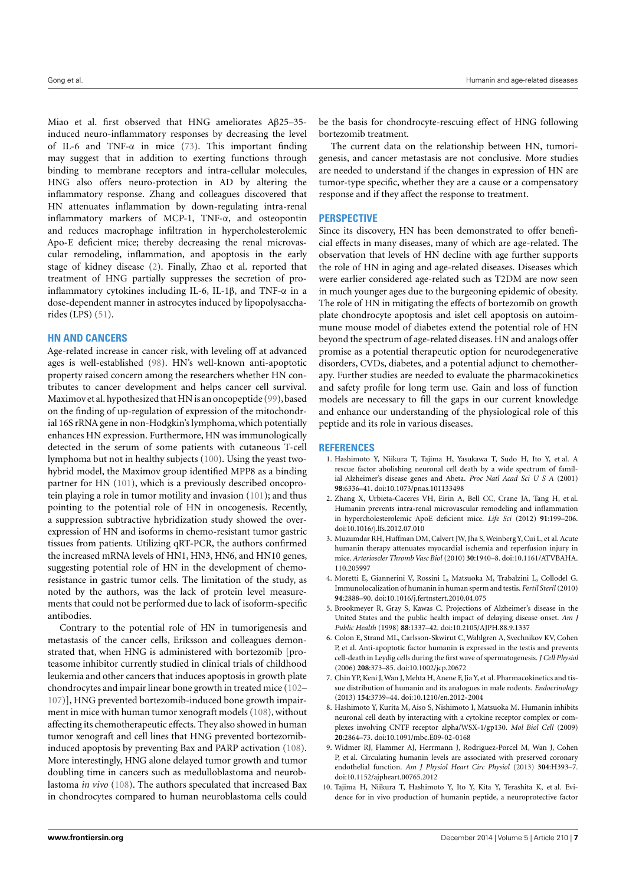Miao et al. first observed that HNG ameliorates Aβ25–35-induced neuro-inflammatory responses by decreasing the level of IL-6 and TNF-α in mice (73). This important finding may suggest that in addition to exerting functions through binding to membrane receptors and intra-cellular molecules, HNG also offers neuro-protection in AD by altering the inflammatory response. Zhang and colleagues discovered that HN attenuates inflammation by down-regulating intra-renal inflammatory markers of MCP-1, TNF-α, and osteopontin and reduces macrophage infiltration in hypercholesterolemic Apo-E deficient mice; thereby decreasing the renal microvascular remodeling, inflammation, and apoptosis in the early stage of kidney disease (2). Finally, Zhao et al. reported that treatment of HNG partially suppresses the secretion of pro-inflammatory cytokines including IL-6, IL-1β, and TNF-α in a dose-dependent manner in astrocytes induced by lipopolysaccharides (LPS) (51).

## HN AND CANCERS

Age-related increase in cancer risk, with leveling off at advanced ages is well-established (98). HN's well-known anti-apoptotic property raised concern among the researchers whether HN contributes to cancer development and helps cancer cell survival. Maximov et al. hypothesized that HN is an oncopeptide (99), based on the finding of up-regulation of expression of the mitochondrial 16S rRNA gene in non-Hodgkin's lymphoma, which potentially enhances HN expression. Furthermore, HN was immunologically detected in the serum of some patients with cutaneous T-cell lymphoma but not in healthy subjects (100). Using the yeast two-hybrid model, the Maximov group identified MPP8 as a binding partner for HN (101), which is a previously described oncoprotein playing a role in tumor motility and invasion (101); and thus pointing to the potential role of HN in oncogenesis. Recently, a suppression subtractive hybridization study showed the over-expression of HN and isoforms in chemo-resistant tumor gastric tissues from patients. Utilizing qRT-PCR, the authors confirmed the increased mRNA levels of HN1, HN3, HN6, and HN10 genes, suggesting potential role of HN in the development of chemo-resistance in gastric tumor cells. The limitation of the study, as noted by the authors, was the lack of protein level measurements that could not be performed due to lack of isoform-specific antibodies.

Contrary to the potential role of HN in tumorigenesis and metastasis of the cancer cells, Eriksson and colleagues demonstrated that, when HNG is administered with bortezomib [proteasome inhibitor currently studied in clinical trials of childhood leukemia and other cancers that induces apoptosis in growth plate chondrocytes and impair linear bone growth in treated mice (102–107)], HNG prevented bortezomib-induced bone growth impairment in mice with human tumor xenograft models (108), without affecting its chemotherapeutic effects. They also showed in human tumor xenograft and cell lines that HNG prevented bortezomib-induced apoptosis by preventing Bax and PARP activation (108). More interestingly, HNG alone delayed tumor growth and tumor doubling time in cancers such as medulloblastoma and neuroblastoma *in vivo* (108). The authors speculated that increased Bax in chondrocytes compared to human neuroblastoma cells could be the basis for chondrocyte-rescuing effect of HNG following bortezomib treatment.

The current data on the relationship between HN, tumorigenesis, and cancer metastasis are not conclusive. More studies are needed to understand if the changes in expression of HN are tumor-type specific, whether they are a cause or a compensatory response and if they affect the response to treatment.

## PERSPECTIVE

Since its discovery, HN has been demonstrated to offer beneficial effects in many diseases, many of which are age-related. The observation that levels of HN decline with age further supports the role of HN in aging and age-related diseases. Diseases which were earlier considered age-related such as T2DM are now seen in much younger ages due to the burgeoning epidemic of obesity. The role of HN in mitigating the effects of bortezomib on growth plate chondrocyte apoptosis and islet cell apoptosis on autoimmune mouse model of diabetes extend the potential role of HN beyond the spectrum of age-related diseases. HN and analogs offer promise as a potential therapeutic option for neurodegenerative disorders, CVDs, diabetes, and a potential adjunct to chemotherapy. Further studies are needed to evaluate the pharmacokinetics and safety profile for long term use. Gain and loss of function models are necessary to fill the gaps in our current knowledge and enhance our understanding of the physiological role of this peptide and its role in various diseases.

## REFERENCES

1. Hashimoto Y, Niikura T, Tajima H, Yasukawa T, Sudo H, Ito Y, et al. A rescue factor abolishing neuronal cell death by a wide spectrum of familial Alzheimer's disease genes and Abeta. *Proc Natl Acad Sci U S A* (2001) **98**:6336–41. doi:10.1073/pnas.101133498
2. Zhang X, Urbieta-Caceres VH, Eirin A, Bell CC, Crane JA, Tang H, et al. Humanin prevents intra-renal microvascular remodeling and inflammation in hypercholesterolemic ApoE deficient mice. *Life Sci* (2012) **91**:199–206. doi:10.1016/j.lfs.2012.07.010
3. Muzumdar RH, Huffman DM, Calvert JW, Jha S, Weinberg Y, Cui L, et al. Acute humanin therapy attenuates myocardial ischemia and reperfusion injury in mice. *Arterioscler Thromb Vasc Biol* (2010) **30**:1940–8. doi:10.1161/ATVBAHA.110.205997
4. Moretti E, Giannerini V, Rossini L, Matsuoka M, Trabalzini L, Collodel G. Immunolocalization of humanin in human sperm and testis. *Fertil Steril* (2010) **94**:2888–90. doi:10.1016/j.fertnstert.2010.04.075
5. Brookmeyer R, Gray S, Kawas C. Projections of Alzheimer's disease in the United States and the public health impact of delaying disease onset. *Am J Public Health* (1998) **88**:1337–42. doi:10.2105/AJPH.88.9.1337
6. Colon E, Strand ML, Carlsson-Skwirut C, Wahlgren A, Svechnikov KV, Cohen P, et al. Anti-apoptotic factor humanin is expressed in the testis and prevents cell-death in Leydig cells during the first wave of spermatogenesis. *J Cell Physiol* (2006) **208**:373–85. doi:10.1002/jcp.20672
7. Chin YP, Keni J, Wan J, Mehta H, Anene F, Jia Y, et al. Pharmacokinetics and tissue distribution of humanin and its analogues in male rodents. *Endocrinology* (2013) **154**:3739–44. doi:10.1210/en.2012-2004
8. Hashimoto Y, Kurita M, Aiso S, Nishimoto I, Matsuoka M. Humanin inhibits neuronal cell death by interacting with a cytokine receptor complex or complexes involving CNTF receptor alpha/WSX-1/gp130. *Mol Biol Cell* (2009) **20**:2864–73. doi:10.1091/mbc.E09-02-0168
9. Widmer RJ, Flammer AJ, Herrmann J, Rodriguez-Porcel M, Wan J, Cohen P, et al. Circulating humanin levels are associated with preserved coronary endothelial function. *Am J Physiol Heart Circ Physiol* (2013) **304**:H393–7. doi:10.1152/ajpheart.00765.2012
10. Tajima H, Niikura T, Hashimoto Y, Ito Y, Kita Y, Terashita K, et al. Evidence for in vivo production of humanin peptide, a neuroprotective factor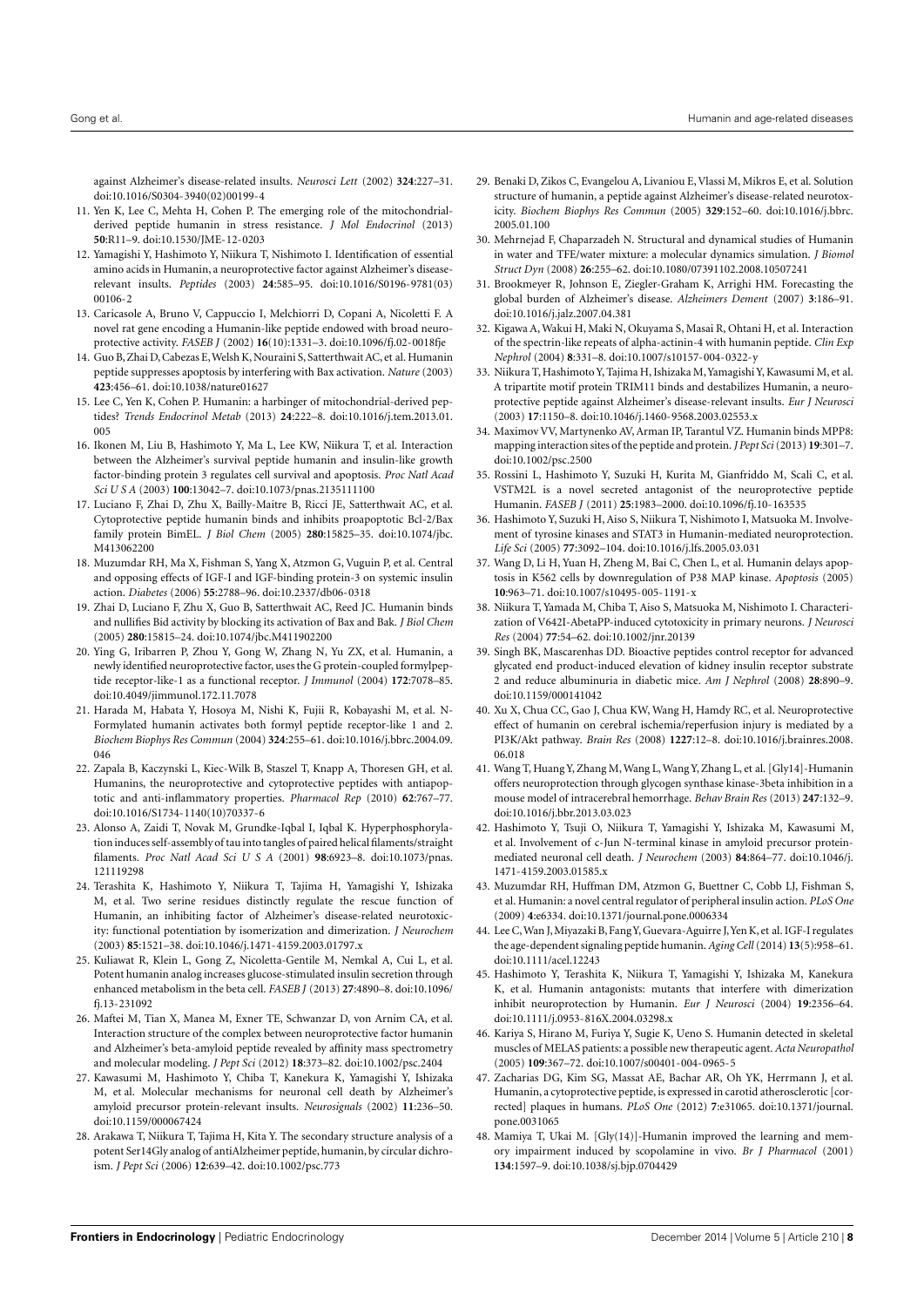against Alzheimer's disease-related insults. *Neurosci Lett* (2002) **324**:227–31. doi:10.1016/S0304-3940(02)00199-4

11. Yen K, Lee C, Mehta H, Cohen P. The emerging role of the mitochondrial-derived peptide humanin in stress resistance. *J Mol Endocrinol* (2013) **50**:R11–9. doi:10.1530/JME-12-0203
12. Yamagishi Y, Hashimoto Y, Niikura T, Nishimoto I. Identification of essential amino acids in Humanin, a neuroprotective factor against Alzheimer's disease-relevant insults. *Peptides* (2003) **24**:585–95. doi:10.1016/S0196-9781(03)00106-2
13. Caricasole A, Bruno V, Cappuccio I, Melchiorri D, Copani A, Nicoletti F. A novel rat gene encoding a Humanin-like peptide endowed with broad neuroprotective activity. *FASEB J* (2002) **16**(10):1331–3. doi:10.1096/fj.02-0018fje
14. Guo B, Zhai D, Cabezas E, Welsh K, Nouraini S, Satterthwait AC, et al. Humanin peptide suppresses apoptosis by interfering with Bax activation. *Nature* (2003) **423**:456–61. doi:10.1038/nature01627
15. Lee C, Yen K, Cohen P. Humanin: a harbinger of mitochondrial-derived peptides? *Trends Endocrinol Metab* (2013) **24**:222–8. doi:10.1016/j.tem.2013.01.005
16. Ikonen M, Liu B, Hashimoto Y, Ma L, Lee KW, Niikura T, et al. Interaction between the Alzheimer's survival peptide humanin and insulin-like growth factor-binding protein 3 regulates cell survival and apoptosis. *Proc Natl Acad Sci U S A* (2003) **100**:13042–7. doi:10.1073/pnas.2135111100
17. Luciano F, Zhai D, Zhu X, Bailly-Maitre B, Ricci JE, Satterthwait AC, et al. Cytoprotective peptide humanin binds and inhibits proapoptotic Bcl-2/Bax family protein BimEL. *J Biol Chem* (2005) **280**:15825–35. doi:10.1074/jbc.M413062200
18. Muzumdar RH, Ma X, Fishman S, Yang X, Atzmon G, Vuguin P, et al. Central and opposing effects of IGF-I and IGF-binding protein-3 on systemic insulin action. *Diabetes* (2006) **55**:2788–96. doi:10.2337/db06-0318
19. Zhai D, Luciano F, Zhu X, Guo B, Satterthwait AC, Reed JC. Humanin binds and nullifies Bid activity by blocking its activation of Bax and Bak. *J Biol Chem* (2005) **280**:15815–24. doi:10.1074/jbc.M411902200
20. Ying G, Iribarren P, Zhou Y, Gong W, Zhang N, Yu ZX, et al. Humanin, a newly identified neuroprotective factor, uses the G protein-coupled formylpeptide receptor-like-1 as a functional receptor. *J Immunol* (2004) **172**:7078–85. doi:10.4049/jimmunol.172.11.7078
21. Harada M, Habata Y, Hosoya M, Nishi K, Fujii R, Kobayashi M, et al. N-Formylated humanin activates both formyl peptide receptor-like 1 and 2. *Biochem Biophys Res Commun* (2004) **324**:255–61. doi:10.1016/j.bbrc.2004.09.046
22. Zapala B, Kaczynski L, Kiec-Wilk B, Staszel T, Knapp A, Thoresen GH, et al. Humanins, the neuroprotective and cytoprotective peptides with antiapoptotic and anti-inflammatory properties. *Pharmacol Rep* (2010) **62**:767–77. doi:10.1016/S1734-1140(10)70337-6
23. Alonso A, Zaidi T, Novak M, Grundke-Iqbal I, Iqbal K. Hyperphosphorylation induces self-assembly of tau into tangles of paired helical filaments/straight filaments. *Proc Natl Acad Sci U S A* (2001) **98**:6923–8. doi:10.1073/pnas.121119298
24. Terashita K, Hashimoto Y, Niikura T, Tajima H, Yamagishi Y, Ishizaka M, et al. Two serine residues distinctly regulate the rescue function of Humanin, an inhibiting factor of Alzheimer's disease-related neurotoxicity: functional potentiation by isomerization and dimerization. *J Neurochem* (2003) **85**:1521–38. doi:10.1046/j.1471-4159.2003.01797.x
25. Kuliawat R, Klein L, Gong Z, Nicoletta-Gentile M, Nemkal A, Cui L, et al. Potent humanin analog increases glucose-stimulated insulin secretion through enhanced metabolism in the beta cell. *FASEB J* (2013) **27**:4890–8. doi:10.1096/fj.13-231092
26. Maftei M, Tian X, Manea M, Exner TE, Schwanzar D, von Arnim CA, et al. Interaction structure of the complex between neuroprotective factor humanin and Alzheimer's beta-amyloid peptide revealed by affinity mass spectrometry and molecular modeling. *J Pept Sci* (2012) **18**:373–82. doi:10.1002/psc.2404
27. Kawasumi M, Hashimoto Y, Chiba T, Kanekura K, Yamagishi Y, Ishizaka M, et al. Molecular mechanisms for neuronal cell death by Alzheimer's amyloid precursor protein-relevant insults. *Neurosignals* (2002) **11**:236–50. doi:10.1159/000067424
28. Arakawa T, Niikura T, Tajima H, Kita Y. The secondary structure analysis of a potent Ser14Gly analog of antiAlzheimer peptide, humanin, by circular dichroism. *J Pept Sci* (2006) **12**:639–42. doi:10.1002/psc.773
29. Benaki D, Zikos C, Evangelou A, Livaniou E, Vlassi M, Mikros E, et al. Solution structure of humanin, a peptide against Alzheimer's disease-related neurotoxicity. *Biochem Biophys Res Commun* (2005) **329**:152–60. doi:10.1016/j.bbrc.2005.01.100
30. Mehrnejad F, Chaparzadeh N. Structural and dynamical studies of Humanin in water and TFE/water mixture: a molecular dynamics simulation. *J Biomol Struct Dyn* (2008) **26**:255–62. doi:10.1080/07391102.2008.10507241
31. Brookmeyer R, Johnson E, Ziegler-Graham K, Arrighi HM. Forecasting the global burden of Alzheimer's disease. *Alzheimers Dement* (2007) **3**:186–91. doi:10.1016/j.jalz.2007.04.381
32. Kigawa A, Wakui H, Maki N, Okuyama S, Masai R, Ohtani H, et al. Interaction of the spectrin-like repeats of alpha-actinin-4 with humanin peptide. *Clin Exp Nephrol* (2004) **8**:331–8. doi:10.1007/s10157-004-0322-y
33. Niikura T, Hashimoto Y, Tajima H, Ishizaka M, Yamagishi Y, Kawasumi M, et al. A tripartite motif protein TRIM11 binds and destabilizes Humanin, a neuroprotective peptide against Alzheimer's disease-relevant insults. *Eur J Neurosci* (2003) **17**:1150–8. doi:10.1046/j.1460-9568.2003.02553.x
34. Maximov VV, Martynenko AV, Arman IP, Tarantul VZ. Humanin binds MPP8: mapping interaction sites of the peptide and protein. *J Pept Sci* (2013) **19**:301–7. doi:10.1002/psc.2500
35. Rossini L, Hashimoto Y, Suzuki H, Kurita M, Gianfriddo M, Scali C, et al. VSTM2L is a novel secreted antagonist of the neuroprotective peptide Humanin. *FASEB J* (2011) **25**:1983–2000. doi:10.1096/fj.10-163535
36. Hashimoto Y, Suzuki H, Aiso S, Niikura T, Nishimoto I, Matsuoka M. Involvement of tyrosine kinases and STAT3 in Humanin-mediated neuroprotection. *Life Sci* (2005) **77**:3092–104. doi:10.1016/j.lfs.2005.03.031
37. Wang D, Li H, Yuan H, Zheng M, Bai C, Chen L, et al. Humanin delays apoptosis in K562 cells by downregulation of P38 MAP kinase. *Apoptosis* (2005) **10**:963–71. doi:10.1007/s10495-005-1191-x
38. Niikura T, Yamada M, Chiba T, Aiso S, Matsuoka M, Nishimoto I. Characterization of V642I-AbetaPP-induced cytotoxicity in primary neurons. *J Neurosci Res* (2004) **77**:54–62. doi:10.1002/jnr.20139
39. Singh BK, Mascarenhas DD. Bioactive peptides control receptor for advanced glycated end product-induced elevation of kidney insulin receptor substrate 2 and reduce albuminuria in diabetic mice. *Am J Nephrol* (2008) **28**:890–9. doi:10.1159/000141042
40. Xu X, Chua CC, Gao J, Chua KW, Wang H, Hamdy RC, et al. Neuroprotective effect of humanin on cerebral ischemia/reperfusion injury is mediated by a PI3K/Akt pathway. *Brain Res* (2008) **1227**:12–8. doi:10.1016/j.brainres.2008.06.018
41. Wang T, Huang Y, Zhang M, Wang L, Wang Y, Zhang L, et al. [Gly14]-Humanin offers neuroprotection through glycogen synthase kinase-3beta inhibition in a mouse model of intracerebral hemorrhage. *Behav Brain Res* (2013) **247**:132–9. doi:10.1016/j.bbr.2013.03.023
42. Hashimoto Y, Tsuji O, Niikura T, Yamagishi Y, Ishizaka M, Kawasumi M, et al. Involvement of c-Jun N-terminal kinase in amyloid precursor protein-mediated neuronal cell death. *J Neurochem* (2003) **84**:864–77. doi:10.1046/j.1471-4159.2003.01585.x
43. Muzumdar RH, Huffman DM, Atzmon G, Buettner C, Cobb LJ, Fishman S, et al. Humanin: a novel central regulator of peripheral insulin action. *PLoS One* (2009) **4**:e6334. doi:10.1371/journal.pone.0006334
44. Lee C, Wan J, Miyazaki B, Fang Y, Guevara-Aguirre J, Yen K, et al. IGF-I regulates the age-dependent signaling peptide humanin. *Aging Cell* (2014) **13**(5):958–61. doi:10.1111/acel.12243
45. Hashimoto Y, Terashita K, Niikura T, Yamagishi Y, Ishizaka M, Kanekura K, et al. Humanin antagonists: mutants that interfere with dimerization inhibit neuroprotection by Humanin. *Eur J Neurosci* (2004) **19**:2356–64. doi:10.1111/j.0953-816X.2004.03298.x
46. Kariya S, Hirano M, Furiya Y, Sugie K, Ueno S. Humanin detected in skeletal muscles of MELAS patients: a possible new therapeutic agent. *Acta Neuropathol* (2005) **109**:367–72. doi:10.1007/s00401-004-0965-5
47. Zacharias DG, Kim SG, Massat AE, Bachar AR, Oh YK, Herrmann J, et al. Humanin, a cytoprotective peptide, is expressed in carotid atherosclerotic [corrected] plaques in humans. *PLoS One* (2012) **7**:e31065. doi:10.1371/journal.pone.0031065
48. Mamiya T, Ukai M. [Gly(14)]-Humanin improved the learning and memory impairment induced by scopolamine in vivo. *Br J Pharmacol* (2001) **134**:1597–9. doi:10.1038/sj.bjp.0704429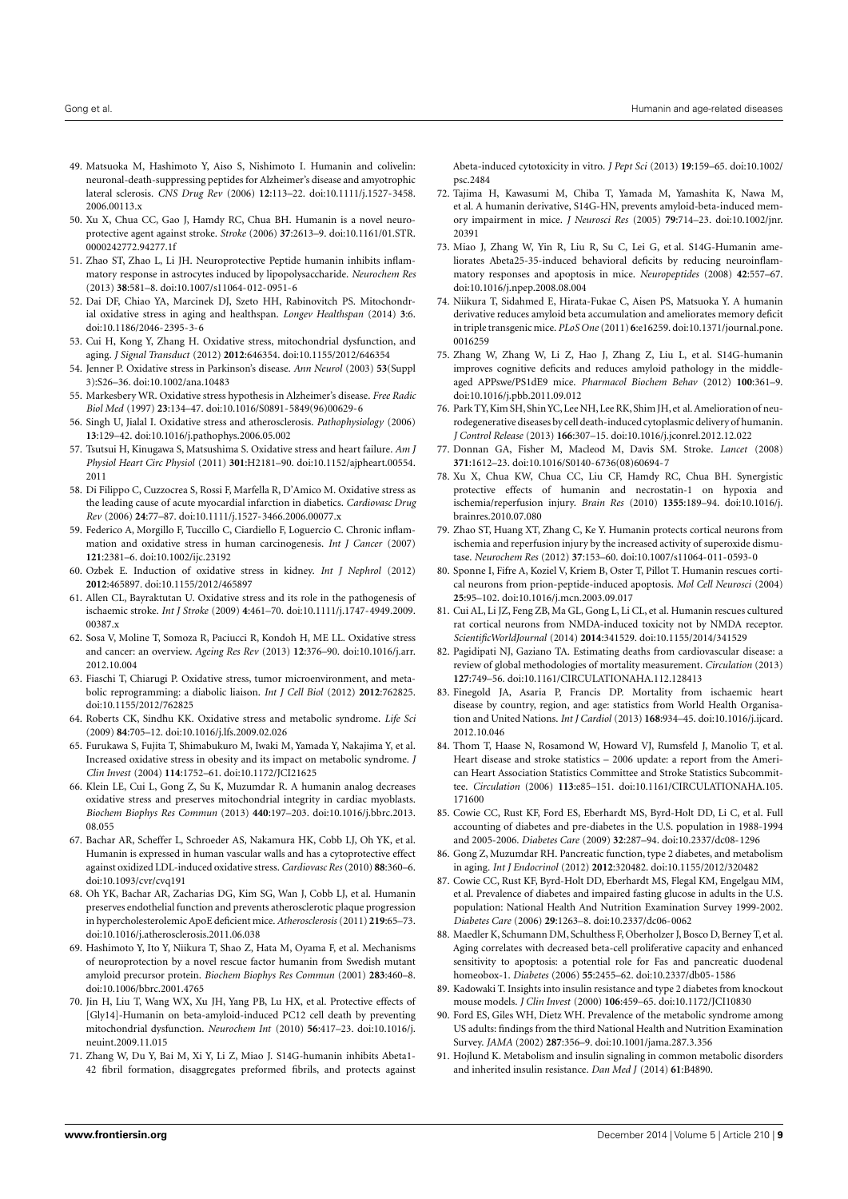49. Matsuoka M, Hashimoto Y, Aiso S, Nishimoto I. Humanin and colivelin: neuronal-death-suppressing peptides for Alzheimer's disease and amyotrophic lateral sclerosis. *CNS Drug Rev* (2006) **12**:113–22. doi:10.1111/j.1527-3458.2006.00113.x
50. Xu X, Chua CC, Gao J, Hamdy RC, Chua BH. Humanin is a novel neuroprotective agent against stroke. *Stroke* (2006) **37**:2613–9. doi:10.1161/01.STR.0000242772.94277.1f
51. Zhao ST, Zhao L, Li JH. Neuroprotective Peptide humanin inhibits inflammatory response in astrocytes induced by lipopolysaccharide. *Neurochem Res* (2013) **38**:581–8. doi:10.1007/s11064-012-0951-6
52. Dai DF, Chiao YA, Marcinek DJ, Szeto HH, Rabinovitch PS. Mitochondrial oxidative stress in aging and healthspan. *Longev Healthspan* (2014) **3**:6. doi:10.1186/2046-2395-3-6
53. Cui H, Kong Y, Zhang H. Oxidative stress, mitochondrial dysfunction, and aging. *J Signal Transduct* (2012) **2012**:646354. doi:10.1155/2012/646354
54. Jenner P. Oxidative stress in Parkinson's disease. *Ann Neurol* (2003) **53**(Suppl 3):S26–36. doi:10.1002/ana.10483
55. Markesbery WR. Oxidative stress hypothesis in Alzheimer's disease. *Free Radic Biol Med* (1997) **23**:134–47. doi:10.1016/S0891-5849(96)00629-6
56. Singh U, Jialal I. Oxidative stress and atherosclerosis. *Pathophysiology* (2006) **13**:129–42. doi:10.1016/j.pathophys.2006.05.002
57. Tsutsui H, Kinugawa S, Matsushima S. Oxidative stress and heart failure. *Am J Physiol Heart Circ Physiol* (2011) **301**:H2181–90. doi:10.1152/ajpheart.00554.2011
58. Di Filippo C, Cuzzocrea S, Rossi F, Marfella R, D'Amico M. Oxidative stress as the leading cause of acute myocardial infarction in diabetics. *Cardiovasc Drug Rev* (2006) **24**:77–87. doi:10.1111/j.1527-3466.2006.00077.x
59. Federico A, Morgillo F, Tuccillo C, Ciardiello F, Loguercio C. Chronic inflammation and oxidative stress in human carcinogenesis. *Int J Cancer* (2007) **121**:2381–6. doi:10.1002/ijc.23192
60. Ozbek E. Induction of oxidative stress in kidney. *Int J Nephrol* (2012) **2012**:465897. doi:10.1155/2012/465897
61. Allen CL, Bayraktutan U. Oxidative stress and its role in the pathogenesis of ischaemic stroke. *Int J Stroke* (2009) **4**:461–70. doi:10.1111/j.1747-4949.2009.00387.x
62. Sosa V, Moline T, Somoza R, Paciucci R, Kondoh H, ME LL. Oxidative stress and cancer: an overview. *Ageing Res Rev* (2013) **12**:376–90. doi:10.1016/j.arr.2012.10.004
63. Fiaschi T, Chiarugi P. Oxidative stress, tumor microenvironment, and metabolic reprogramming: a diabolic liaison. *Int J Cell Biol* (2012) **2012**:762825. doi:10.1155/2012/762825
64. Roberts CK, Sindhu KK. Oxidative stress and metabolic syndrome. *Life Sci* (2009) **84**:705–12. doi:10.1016/j.lfs.2009.02.026
65. Furukawa S, Fujita T, Shimabukuro M, Iwaki M, Yamada Y, Nakajima Y, et al. Increased oxidative stress in obesity and its impact on metabolic syndrome. *J Clin Invest* (2004) **114**:1752–61. doi:10.1172/JCI21625
66. Klein LE, Cui L, Gong Z, Su K, Muzumdar R. A humanin analog decreases oxidative stress and preserves mitochondrial integrity in cardiac myoblasts. *Biochem Biophys Res Commun* (2013) **440**:197–203. doi:10.1016/j.bbrc.2013.08.055
67. Bachar AR, Scheffer L, Schroeder AS, Nakamura HK, Cobb LJ, Oh YK, et al. Humanin is expressed in human vascular walls and has a cytoprotective effect against oxidized LDL-induced oxidative stress. *Cardiovasc Res* (2010) **88**:360–6. doi:10.1093/cvr/cvq191
68. Oh YK, Bachar AR, Zacharias DG, Kim SG, Wan J, Cobb LJ, et al. Humanin preserves endothelial function and prevents atherosclerotic plaque progression in hypercholesterolemic ApoE deficient mice. *Atherosclerosis* (2011) **219**:65–73. doi:10.1016/j.atherosclerosis.2011.06.038
69. Hashimoto Y, Ito Y, Niikura T, Shao Z, Hata M, Oyama F, et al. Mechanisms of neuroprotection by a novel rescue factor humanin from Swedish mutant amyloid precursor protein. *Biochem Biophys Res Commun* (2001) **283**:460–8. doi:10.1006/bbrc.2001.4765
70. Jin H, Liu T, Wang WX, Xu JH, Yang PB, Lu HX, et al. Protective effects of [Gly14]-Humanin on beta-amyloid-induced PC12 cell death by preventing mitochondrial dysfunction. *Neurochem Int* (2010) **56**:417–23. doi:10.1016/j.neuint.2009.11.015
71. Zhang W, Du Y, Bai M, Xi Y, Li Z, Miao J. S14G-humanin inhibits Abeta1-42 fibril formation, disaggregates preformed fibrils, and protects against Abeta-induced cytotoxicity in vitro. *J Pept Sci* (2013) **19**:159–65. doi:10.1002/psc.2484
72. Tajima H, Kawasumi M, Chiba T, Yamada M, Yamashita K, Nawa M, et al. A humanin derivative, S14G-HN, prevents amyloid-beta-induced memory impairment in mice. *J Neurosci Res* (2005) **79**:714–23. doi:10.1002/jnr.20391
73. Miao J, Zhang W, Yin R, Liu R, Su C, Lei G, et al. S14G-Humanin ameliorates Abeta25-35-induced behavioral deficits by reducing neuroinflammatory responses and apoptosis in mice. *Neuropeptides* (2008) **42**:557–67. doi:10.1016/j.npep.2008.08.004
74. Niikura T, Sidahmed E, Hirata-Fukae C, Aisen PS, Matsuoka Y. A humanin derivative reduces amyloid beta accumulation and ameliorates memory deficit in triple transgenic mice. *PLoS One* (2011) **6**:e16259. doi:10.1371/journal.pone.0016259
75. Zhang W, Zhang W, Li Z, Hao J, Zhang Z, Liu L, et al. S14G-humanin improves cognitive deficits and reduces amyloid pathology in the middle-aged APPswe/PS1dE9 mice. *Pharmacol Biochem Behav* (2012) **100**:361–9. doi:10.1016/j.pbb.2011.09.012
76. Park TY, Kim SH, Shin YC, Lee NH, Lee RK, Shim JH, et al. Amelioration of neurodegenerative diseases by cell death-induced cytoplasmic delivery of humanin. *J Control Release* (2013) **166**:307–15. doi:10.1016/j.jconrel.2012.12.022
77. Donnan GA, Fisher M, Macleod M, Davis SM. Stroke. *Lancet* (2008) **371**:1612–23. doi:10.1016/S0140-6736(08)60694-7
78. Xu X, Chua KW, Chua CC, Liu CF, Hamdy RC, Chua BH. Synergistic protective effects of humanin and necrostatin-1 on hypoxia and ischemia/reperfusion injury. *Brain Res* (2010) **1355**:189–94. doi:10.1016/j.brainres.2010.07.080
79. Zhao ST, Huang XT, Zhang C, Ke Y. Humanin protects cortical neurons from ischemia and reperfusion injury by the increased activity of superoxide dismutase. *Neurochem Res* (2012) **37**:153–60. doi:10.1007/s11064-011-0593-0
80. Sponne I, Fifre A, Koziel V, Kriem B, Oster T, Pillot T. Humanin rescues cortical neurons from prion-peptide-induced apoptosis. *Mol Cell Neurosci* (2004) **25**:95–102. doi:10.1016/j.mcn.2003.09.017
81. Cui AL, Li JZ, Feng ZB, Ma GL, Gong L, Li CL, et al. Humanin rescues cultured rat cortical neurons from NMDA-induced toxicity not by NMDA receptor. *ScientificWorldJournal* (2014) **2014**:341529. doi:10.1155/2014/341529
82. Pagidipati NJ, Gaziano TA. Estimating deaths from cardiovascular disease: a review of global methodologies of mortality measurement. *Circulation* (2013) **127**:749–56. doi:10.1161/CIRCULATIONAHA.112.128413
83. Finegold JA, Asaria P, Francis DP. Mortality from ischaemic heart disease by country, region, and age: statistics from World Health Organisation and United Nations. *Int J Cardiol* (2013) **168**:934–45. doi:10.1016/j.ijcard.2012.10.046
84. Thom T, Haase N, Rosamond W, Howard VJ, Rumsfeld J, Manolio T, et al. Heart disease and stroke statistics – 2006 update: a report from the American Heart Association Statistics Committee and Stroke Statistics Subcommittee. *Circulation* (2006) **113**:e85–151. doi:10.1161/CIRCULATIONAHA.105.171600
85. Cowie CC, Rust KF, Ford ES, Eberhardt MS, Byrd-Holt DD, Li C, et al. Full accounting of diabetes and pre-diabetes in the U.S. population in 1988-1994 and 2005-2006. *Diabetes Care* (2009) **32**:287–94. doi:10.2337/dc08-1296
86. Gong Z, Muzumdar RH. Pancreatic function, type 2 diabetes, and metabolism in aging. *Int J Endocrinol* (2012) **2012**:320482. doi:10.1155/2012/320482
87. Cowie CC, Rust KF, Byrd-Holt DD, Eberhardt MS, Flegal KM, Engelgau MM, et al. Prevalence of diabetes and impaired fasting glucose in adults in the U.S. population: National Health And Nutrition Examination Survey 1999-2002. *Diabetes Care* (2006) **29**:1263–8. doi:10.2337/dc06-0062
88. Maedler K, Schumann DM, Schulthess F, Oberholzer J, Bosco D, Berney T, et al. Aging correlates with decreased beta-cell proliferative capacity and enhanced sensitivity to apoptosis: a potential role for Fas and pancreatic duodenal homeobox-1. *Diabetes* (2006) **55**:2455–62. doi:10.2337/db05-1586
89. Kadowaki T. Insights into insulin resistance and type 2 diabetes from knockout mouse models. *J Clin Invest* (2000) **106**:459–65. doi:10.1172/JCI10830
90. Ford ES, Giles WH, Dietz WH. Prevalence of the metabolic syndrome among US adults: findings from the third National Health and Nutrition Examination Survey. *JAMA* (2002) **287**:356–9. doi:10.1001/jama.287.3.356
91. Hojlund K. Metabolism and insulin signaling in common metabolic disorders and inherited insulin resistance. *Dan Med J* (2014) **61**:B4890.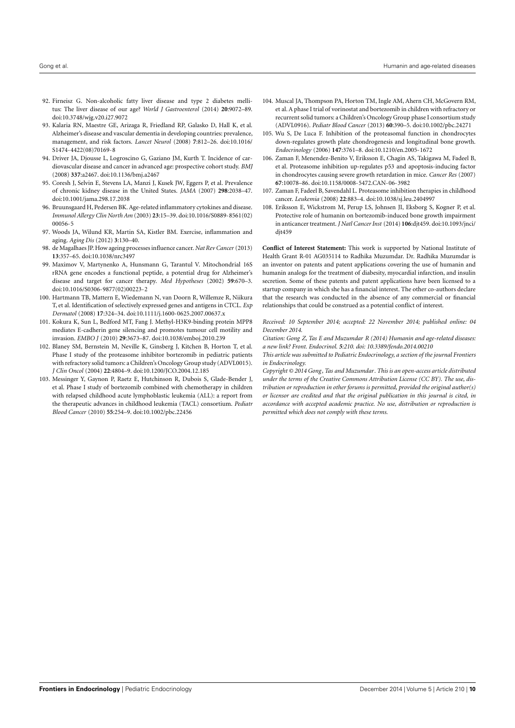92. Firneisz G. Non-alcoholic fatty liver disease and type 2 diabetes mellitus: The liver disease of our age? *World J Gastroenterol* (2014) **20**:9072–89. doi:10.3748/wjg.v20.i27.9072
93. Kalaria RN, Maestre GE, Arizaga R, Friedland RP, Galasko D, Hall K, et al. Alzheimer's disease and vascular dementia in developing countries: prevalence, management, and risk factors. *Lancet Neurol* (2008) **7**:812–26. doi:10.1016/S1474-4422(08)70169-8
94. Driver JA, Djousse L, Logroscino G, Gaziano JM, Kurth T. Incidence of cardiovascular disease and cancer in advanced age: prospective cohort study. *BMJ* (2008) **337**:a2467. doi:10.1136/bmj.a2467
95. Coresh J, Selvin E, Stevens LA, Manzi J, Kusek JW, Eggers P, et al. Prevalence of chronic kidney disease in the United States. *JAMA* (2007) **298**:2038–47. doi:10.1001/jama.298.17.2038
96. Bruunsgaard H, Pedersen BK. Age-related inflammatory cytokines and disease. *Immunol Allergy Clin North Am* (2003) **23**:15–39. doi:10.1016/S0889-8561(02)00056-5
97. Woods JA, Wilund KR, Martin SA, Kistler BM. Exercise, inflammation and aging. *Aging Dis* (2012) **3**:130–40.
98. de Magalhaes JP. How ageing processes influence cancer. *Nat Rev Cancer* (2013) **13**:357–65. doi:10.1038/nrc3497
99. Maximov V, Martynenko A, Hunsmann G, Tarantul V. Mitochondrial 16S rRNA gene encodes a functional peptide, a potential drug for Alzheimer's disease and target for cancer therapy. *Med Hypotheses* (2002) **59**:670–3. doi:10.1016/S0306-9877(02)00223-2
100. Hartmann TB, Mattern E, Wiedemann N, van Doorn R, Willemze R, Niikura T, et al. Identification of selectively expressed genes and antigens in CTCL. *Exp Dermatol* (2008) **17**:324–34. doi:10.1111/j.1600-0625.2007.00637.x
101. Kokura K, Sun L, Bedford MT, Fang J. Methyl-H3K9-binding protein MPP8 mediates E-cadherin gene silencing and promotes tumour cell motility and invasion. *EMBO J* (2010) **29**:3673–87. doi:10.1038/emboj.2010.239
102. Blaney SM, Bernstein M, Neville K, Ginsberg J, Kitchen B, Horton T, et al. Phase I study of the proteasome inhibitor bortezomib in pediatric patients with refractory solid tumors: a Children's Oncology Group study (ADVL0015). *J Clin Oncol* (2004) **22**:4804–9. doi:10.1200/JCO.2004.12.185
103. Messinger Y, Gaynon P, Raetz E, Hutchinson R, Dubois S, Glade-Bender J, et al. Phase I study of bortezomib combined with chemotherapy in children with relapsed childhood acute lymphoblastic leukemia (ALL): a report from the therapeutic advances in childhood leukemia (TACL) consortium. *Pediatr Blood Cancer* (2010) **55**:254–9. doi:10.1002/pbc.22456
104. Muscal JA, Thompson PA, Horton TM, Ingle AM, Ahern CH, McGovern RM, et al. A phase I trial of vorinostat and bortezomib in children with refractory or recurrent solid tumors: a Children's Oncology Group phase I consortium study (ADVL0916). *Pediatr Blood Cancer* (2013) **60**:390–5. doi:10.1002/pbc.24271
105. Wu S, De Luca F. Inhibition of the proteasomal function in chondrocytes down-regulates growth plate chondrogenesis and longitudinal bone growth. *Endocrinology* (2006) **147**:3761–8. doi:10.1210/en.2005-1672
106. Zaman F, Menendez-Benito V, Eriksson E, Chagin AS, Takigawa M, Fadeel B, et al. Proteasome inhibition up-regulates p53 and apoptosis-inducing factor in chondrocytes causing severe growth retardation in mice. *Cancer Res* (2007) **67**:10078–86. doi:10.1158/0008-5472.CAN-06-3982
107. Zaman F, Fadeel B, Savendahl L. Proteasome inhibition therapies in childhood cancer. *Leukemia* (2008) **22**:883–4. doi:10.1038/sj.leu.2404997
108. Eriksson E, Wickstrom M, Perup LS, Johnsen JI, Eksborg S, Kogner P, et al. Protective role of humanin on bortezomib-induced bone growth impairment in anticancer treatment. *J Natl Cancer Inst* (2014) **106**:djt459. doi:10.1093/jnci/djt459

**Conflict of Interest Statement:** This work is supported by National Institute of Health Grant R-01 AG035114 to Radhika Muzumdar. Dr. Radhika Muzumdar is an inventor on patents and patent applications covering the use of humanin and humanin analogs for the treatment of diabesity, myocardial infarction, and insulin secretion. Some of these patents and patent applications have been licensed to a startup company in which she has a financial interest. The other co-authors declare that the research was conducted in the absence of any commercial or financial relationships that could be construed as a potential conflict of interest.

*Received: 10 September 2014; accepted: 22 November 2014; published online: 04 December 2014.*

*Citation: Gong Z, Tas E and Muzumdar R (2014) Humanin and age-related diseases: a new link? Front. Endocrinol. **5**:210. doi: 10.3389/fendo.2014.00210*

*This article was submitted to Pediatric Endocrinology, a section of the journal Frontiers in Endocrinology.*

*Copyright © 2014 Gong, Tas and Muzumdar. This is an open-access article distributed under the terms of the Creative Commons Attribution License (CC BY). The use, distribution or reproduction in other forums is permitted, provided the original author(s) or licensor are credited and that the original publication in this journal is cited, in accordance with accepted academic practice. No use, distribution or reproduction is permitted which does not comply with these terms.*